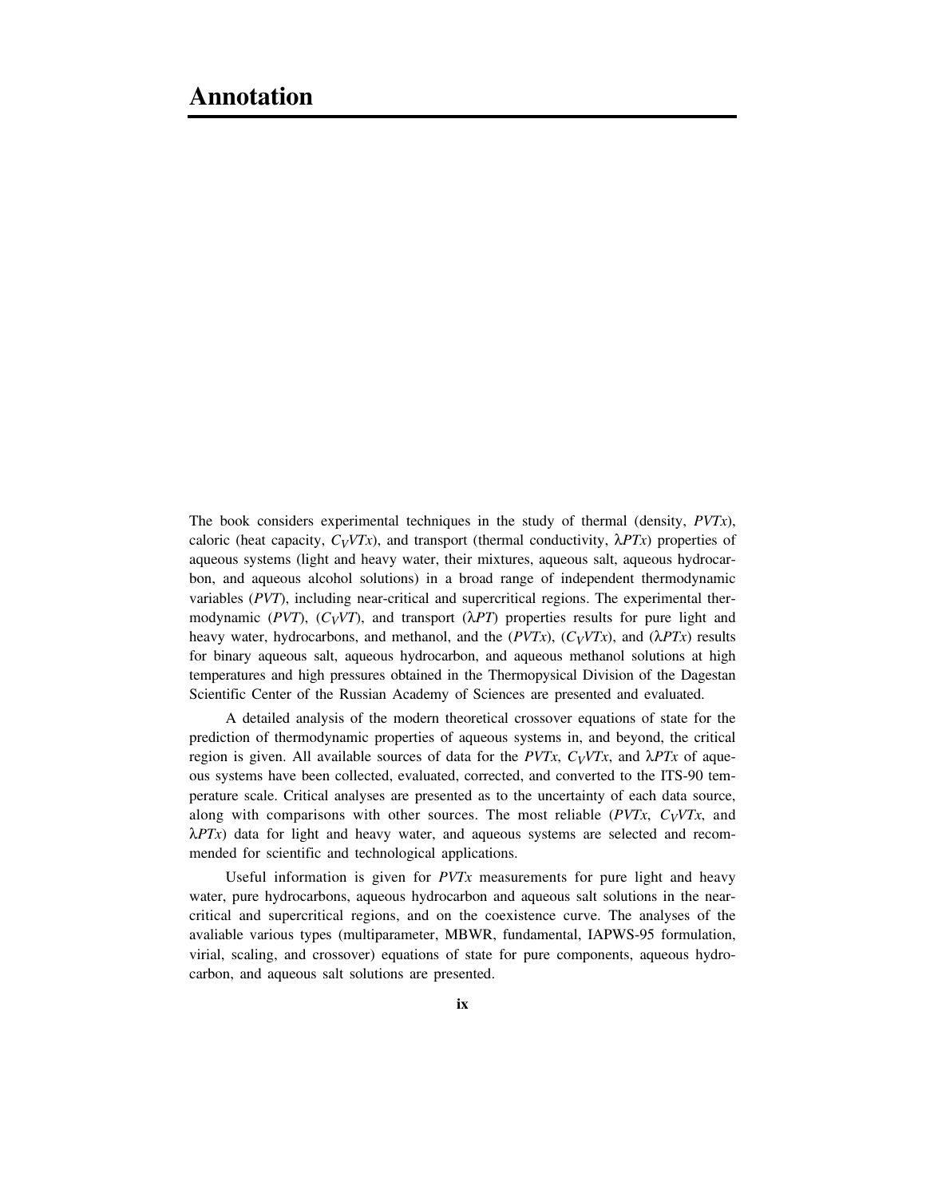# Annotation

The book considers experimental techniques in the study of thermal (density, *PVTx*), caloric (heat capacity, $C_VVTx$), and transport (thermal conductivity, $\lambda PTx$) properties of aqueous systems (light and heavy water, their mixtures, aqueous salt, aqueous hydrocarbon, and aqueous alcohol solutions) in a broad range of independent thermodynamic variables (*PVT*), including near-critical and supercritical regions. The experimental thermodynamic (*PVT*), ($C_VVT$), and transport ($\lambda PT$) properties results for pure light and heavy water, hydrocarbons, and methanol, and the (*PVTx*), ($C_VVTx$), and ($\lambda PTx$) results for binary aqueous salt, aqueous hydrocarbon, and aqueous methanol solutions at high temperatures and high pressures obtained in the Thermopysical Division of the Dagestan Scientific Center of the Russian Academy of Sciences are presented and evaluated.

A detailed analysis of the modern theoretical crossover equations of state for the prediction of thermodynamic properties of aqueous systems in, and beyond, the critical region is given. All available sources of data for the *PVTx*, $C_VVTx$, and $\lambda PTx$ of aqueous systems have been collected, evaluated, corrected, and converted to the ITS-90 temperature scale. Critical analyses are presented as to the uncertainty of each data source, along with comparisons with other sources. The most reliable (*PVTx*, $C_VVTx$, and $\lambda PTx$) data for light and heavy water, and aqueous systems are selected and recommended for scientific and technological applications.

Useful information is given for *PVTx* measurements for pure light and heavy water, pure hydrocarbons, aqueous hydrocarbon and aqueous salt solutions in the near-critical and supercritical regions, and on the coexistence curve. The analyses of the avaliable various types (multiparameter, MBWR, fundamental, IAPWS-95 formulation, virial, scaling, and crossover) equations of state for pure components, aqueous hydrocarbon, and aqueous salt solutions are presented.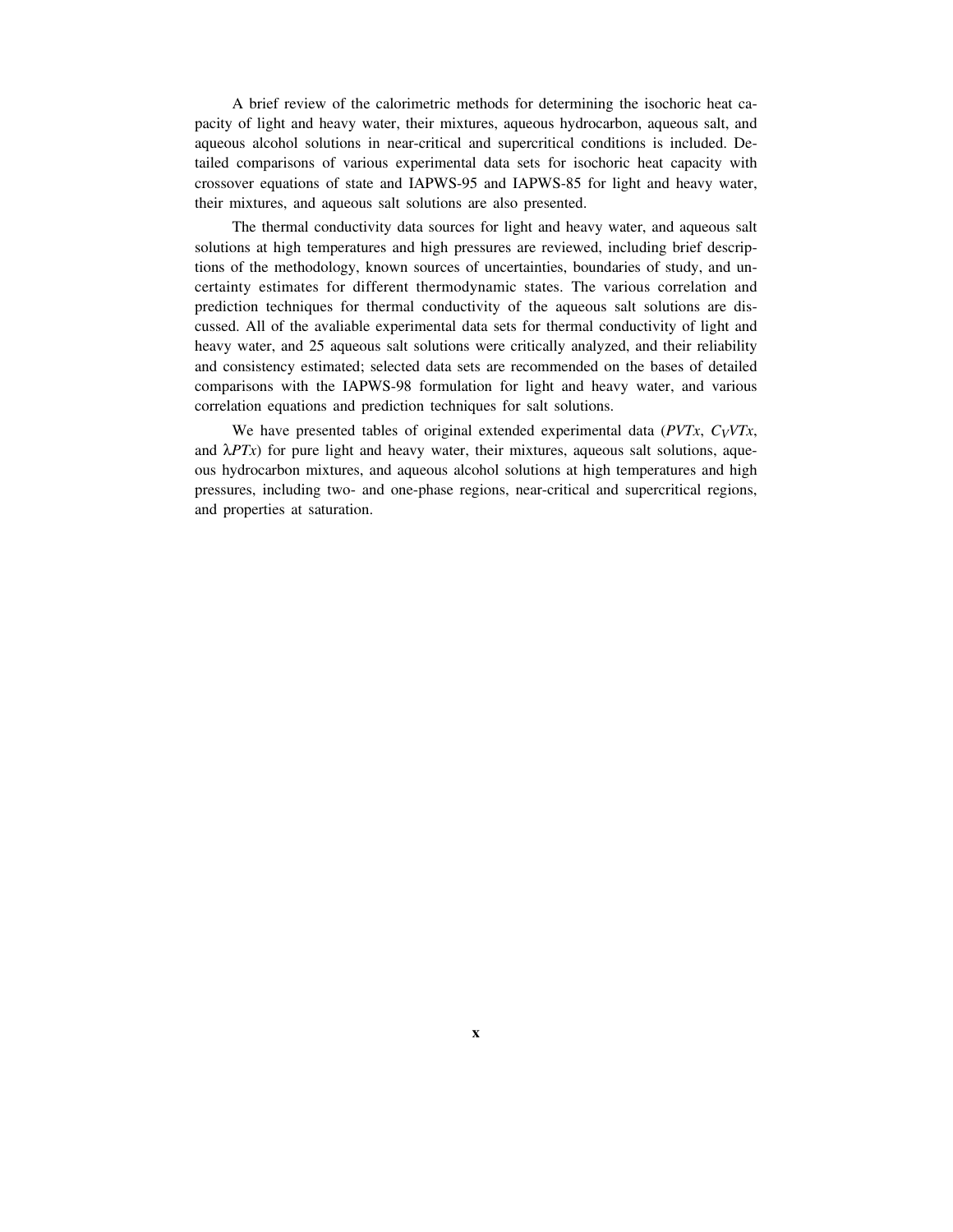A brief review of the calorimetric methods for determining the isochoric heat capacity of light and heavy water, their mixtures, aqueous hydrocarbon, aqueous salt, and aqueous alcohol solutions in near-critical and supercritical conditions is included. Detailed comparisons of various experimental data sets for isochoric heat capacity with crossover equations of state and IAPWS-95 and IAPWS-85 for light and heavy water, their mixtures, and aqueous salt solutions are also presented.

The thermal conductivity data sources for light and heavy water, and aqueous salt solutions at high temperatures and high pressures are reviewed, including brief descriptions of the methodology, known sources of uncertainties, boundaries of study, and uncertainty estimates for different thermodynamic states. The various correlation and prediction techniques for thermal conductivity of the aqueous salt solutions are discussed. All of the avaliable experimental data sets for thermal conductivity of light and heavy water, and 25 aqueous salt solutions were critically analyzed, and their reliability and consistency estimated; selected data sets are recommended on the bases of detailed comparisons with the IAPWS-98 formulation for light and heavy water, and various correlation equations and prediction techniques for salt solutions.

We have presented tables of original extended experimental data ($PVTx$, $C_VVTx$, and $\lambda PTx$) for pure light and heavy water, their mixtures, aqueous salt solutions, aqueous hydrocarbon mixtures, and aqueous alcohol solutions at high temperatures and high pressures, including two- and one-phase regions, near-critical and supercritical regions, and properties at saturation.